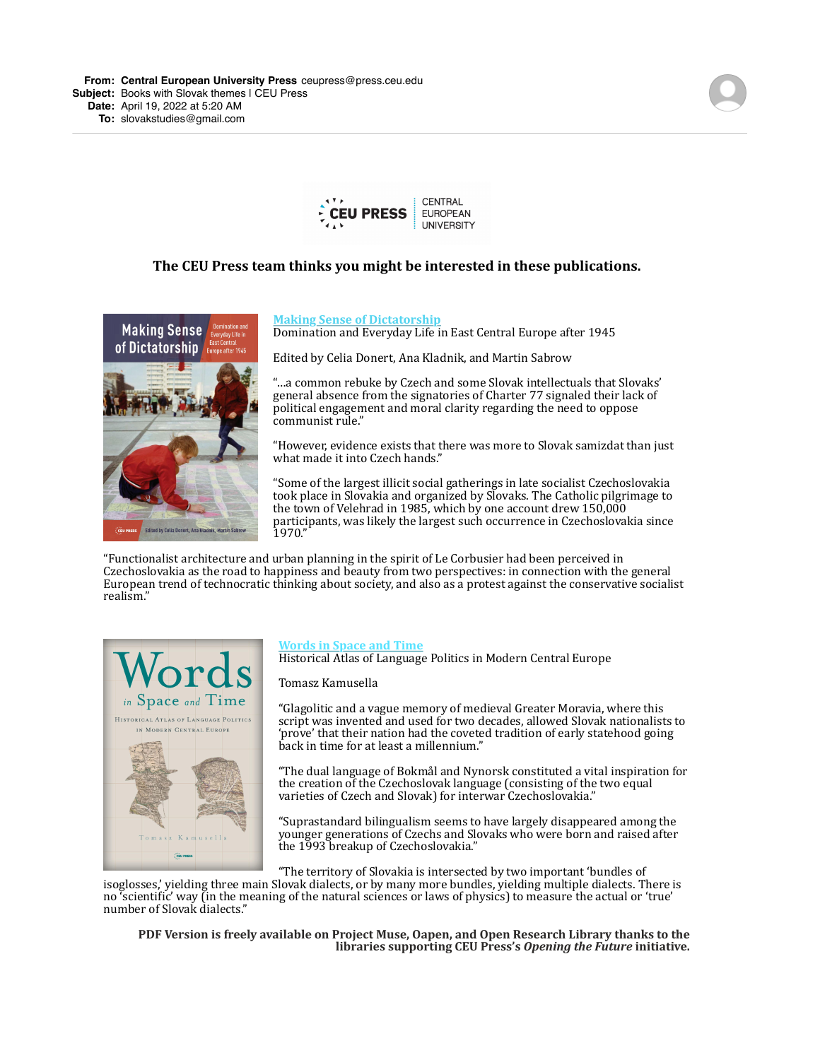**From:** **Central European University Press** ceupress@press.ceu.edu
**Subject:** Books with Slovak themes I CEU Press
**Date:** April 19, 2022 at 5:20 AM
**To:** slovakstudies@gmail.com

CEU PRESS | CENTRAL EUROPEAN UNIVERSITY

**The CEU Press team thinks you might be interested in these publications.**

**Making Sense of Dictatorship**
Domination and Everyday Life in East Central Europe after 1945

Edited by Celia Donert, Ana Kladnik, and Martin Sabrow

"...a common rebuke by Czech and some Slovak intellectuals that Slovaks' general absence from the signatories of Charter 77 signaled their lack of political engagement and moral clarity regarding the need to oppose communist rule."

"However, evidence exists that there was more to Slovak samizdat than just what made it into Czech hands."

"Some of the largest illicit social gatherings in late socialist Czechoslovakia took place in Slovakia and organized by Slovaks. The Catholic pilgrimage to the town of Velehrad in 1985, which by one account drew 150,000 participants, was likely the largest such occurrence in Czechoslovakia since 1970."

"Functionalist architecture and urban planning in the spirit of Le Corbusier had been perceived in Czechoslovakia as the road to happiness and beauty from two perspectives: in connection with the general European trend of technocratic thinking about society, and also as a protest against the conservative socialist realism."

**Words in Space and Time**
Historical Atlas of Language Politics in Modern Central Europe

Tomasz Kamusella

"Glagolitic and a vague memory of medieval Greater Moravia, where this script was invented and used for two decades, allowed Slovak nationalists to 'prove' that their nation had the coveted tradition of early statehood going back in time for at least a millennium."

"The dual language of Bokmål and Nynorsk constituted a vital inspiration for the creation of the Czechoslovak language (consisting of the two equal varieties of Czech and Slovak) for interwar Czechoslovakia."

"Suprastandard bilingualism seems to have largely disappeared among the younger generations of Czechs and Slovaks who were born and raised after the 1993 breakup of Czechoslovakia."

"The territory of Slovakia is intersected by two important 'bundles of isoglosses,' yielding three main Slovak dialects, or by many more bundles, yielding multiple dialects. There is no 'scientific' way (in the meaning of the natural sciences or laws of physics) to measure the actual or 'true' number of Slovak dialects."

**PDF Version is freely available on Project Muse, Oapen, and Open Research Library thanks to the libraries supporting CEU Press's *Opening the Future* initiative.**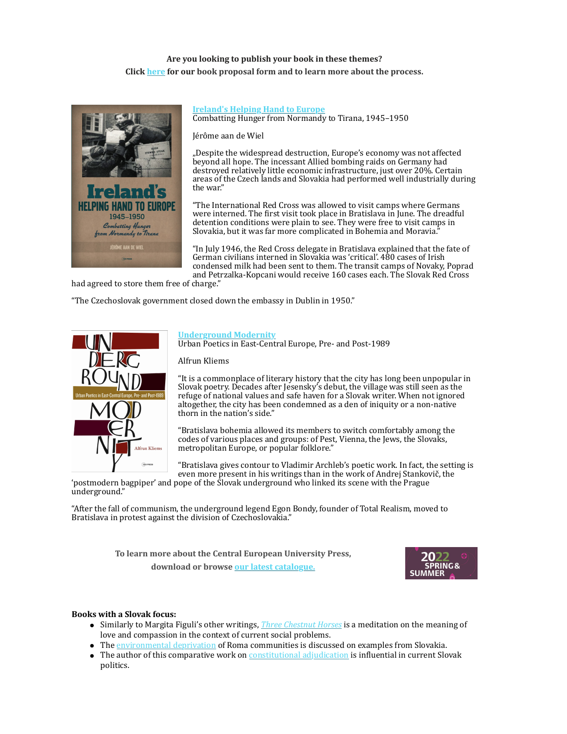**Are you looking to publish your book in these themes?**
**Click [here](#) for our book proposal form and to learn more about the process.**

**[Ireland's Helping Hand to Europe](#)**
Combatting Hunger from Normandy to Tirana, 1945–1950

Jérôme aan de Wiel

„Despite the widespread destruction, Europe's economy was not affected beyond all hope. The incessant Allied bombing raids on Germany had destroyed relatively little economic infrastructure, just over 20%. Certain areas of the Czech lands and Slovakia had performed well industrially during the war."

"The International Red Cross was allowed to visit camps where Germans were interned. The first visit took place in Bratislava in June. The dreadful detention conditions were plain to see. They were free to visit camps in Slovakia, but it was far more complicated in Bohemia and Moravia."

"In July 1946, the Red Cross delegate in Bratislava explained that the fate of German civilians interned in Slovakia was 'critical'. 480 cases of Irish condensed milk had been sent to them. The transit camps of Novaky, Poprad and Petrzalka-Kopcani would receive 160 cases each. The Slovak Red Cross had agreed to store them free of charge."

"The Czechoslovak government closed down the embassy in Dublin in 1950."

**[Underground Modernity](#)**
Urban Poetics in East-Central Europe, Pre- and Post-1989

Alfrun Kliems

"It is a commonplace of literary history that the city has long been unpopular in Slovak poetry. Decades after Jesensky's debut, the village was still seen as the refuge of national values and safe haven for a Slovak writer. When not ignored altogether, the city has been condemned as a den of iniquity or a non-native thorn in the nation's side."

"Bratislava bohemia allowed its members to switch comfortably among the codes of various places and groups: of Pest, Vienna, the Jews, the Slovaks, metropolitan Europe, or popular folklore."

"Bratislava gives contour to Vladimir Archleb's poetic work. In fact, the setting is even more present in his writings than in the work of Andrej Stankovič, the 'postmodern bagpiper' and pope of the Slovak underground who linked its scene with the Prague underground."

"After the fall of communism, the underground legend Egon Bondy, founder of Total Realism, moved to Bratislava in protest against the division of Czechoslovakia."

**To learn more about the Central European University Press, download or browse [our latest catalogue.](#)**

**Books with a Slovak focus:**

- Similarly to Margita Figuli's other writings, [*Three Chestnut Horses*](#) is a meditation on the meaning of love and compassion in the context of current social problems.
- The [environmental deprivation](#) of Roma communities is discussed on examples from Slovakia.
- The author of this comparative work on [constitutional adjudication](#) is influential in current Slovak politics.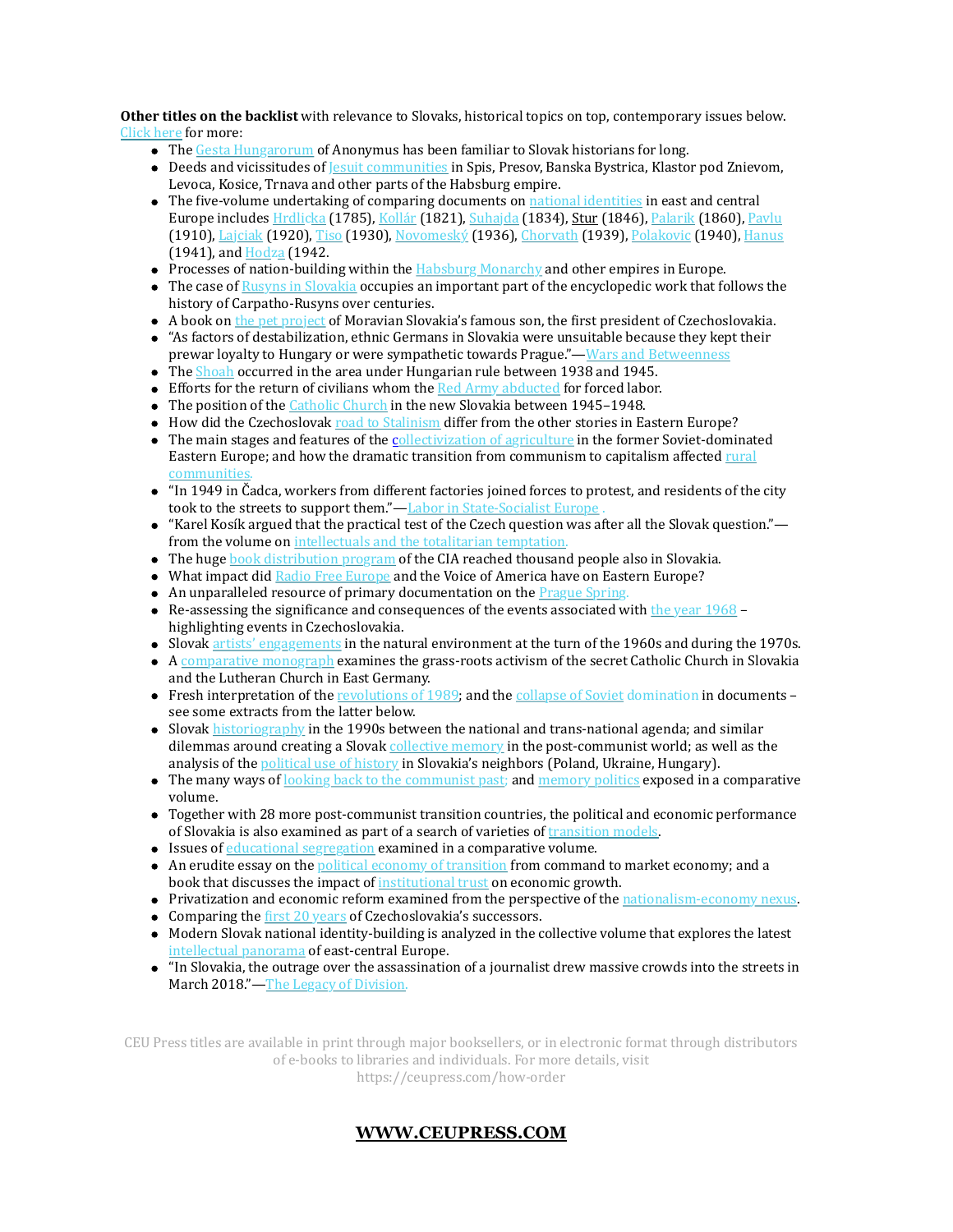**Other titles on the backlist** with relevance to Slovaks, historical topics on top, contemporary issues below. Click here for more:

- The Gesta Hungarorum of Anonymus has been familiar to Slovak historians for long.
- Deeds and vicissitudes of Jesuit communities in Spis, Presov, Banska Bystrica, Klastor pod Znievom, Levoca, Kosice, Trnava and other parts of the Habsburg empire.
- The five-volume undertaking of comparing documents on national identities in east and central Europe includes Hrdlicka (1785), Kollár (1821), Suhajda (1834), Stur (1846), Palarik (1860), Pavlu (1910), Lajciak (1920), Tiso (1930), Novomeský (1936), Chorvath (1939), Polakovic (1940), Hanus (1941), and Hodza (1942.
- Processes of nation-building within the Habsburg Monarchy and other empires in Europe.
- The case of Rusyns in Slovakia occupies an important part of the encyclopedic work that follows the history of Carpatho-Rusyns over centuries.
- A book on the pet project of Moravian Slovakia's famous son, the first president of Czechoslovakia.
- "As factors of destabilization, ethnic Germans in Slovakia were unsuitable because they kept their prewar loyalty to Hungary or were sympathetic towards Prague."—Wars and Betweenness
- The Shoah occurred in the area under Hungarian rule between 1938 and 1945.
- Efforts for the return of civilians whom the Red Army abducted for forced labor.
- The position of the Catholic Church in the new Slovakia between 1945–1948.
- How did the Czechoslovak road to Stalinism differ from the other stories in Eastern Europe?
- The main stages and features of the collectivization of agriculture in the former Soviet-dominated Eastern Europe; and how the dramatic transition from communism to capitalism affected rural communities.
- "In 1949 in Čadca, workers from different factories joined forces to protest, and residents of the city took to the streets to support them."—Labor in State-Socialist Europe .
- "Karel Kosík argued that the practical test of the Czech question was after all the Slovak question."—from the volume on intellectuals and the totalitarian temptation.
- The huge book distribution program of the CIA reached thousand people also in Slovakia.
- What impact did Radio Free Europe and the Voice of America have on Eastern Europe?
- An unparalleled resource of primary documentation on the Prague Spring.
- Re-assessing the significance and consequences of the events associated with the year 1968 – highlighting events in Czechoslovakia.
- Slovak artists' engagements in the natural environment at the turn of the 1960s and during the 1970s.
- A comparative monograph examines the grass-roots activism of the secret Catholic Church in Slovakia and the Lutheran Church in East Germany.
- Fresh interpretation of the revolutions of 1989; and the collapse of Soviet domination in documents – see some extracts from the latter below.
- Slovak historiography in the 1990s between the national and trans-national agenda; and similar dilemmas around creating a Slovak collective memory in the post-communist world; as well as the analysis of the political use of history in Slovakia's neighbors (Poland, Ukraine, Hungary).
- The many ways of looking back to the communist past; and memory politics exposed in a comparative volume.
- Together with 28 more post-communist transition countries, the political and economic performance of Slovakia is also examined as part of a search of varieties of transition models.
- Issues of educational segregation examined in a comparative volume.
- An erudite essay on the political economy of transition from command to market economy; and a book that discusses the impact of institutional trust on economic growth.
- Privatization and economic reform examined from the perspective of the nationalism-economy nexus.
- Comparing the first 20 years of Czechoslovakia's successors.
- Modern Slovak national identity-building is analyzed in the collective volume that explores the latest intellectual panorama of east-central Europe.
- "In Slovakia, the outrage over the assassination of a journalist drew massive crowds into the streets in March 2018."—The Legacy of Division.

CEU Press titles are available in print through major booksellers, or in electronic format through distributors of e-books to libraries and individuals. For more details, visit https://ceupress.com/how-order

**WWW.CEUPRESS.COM**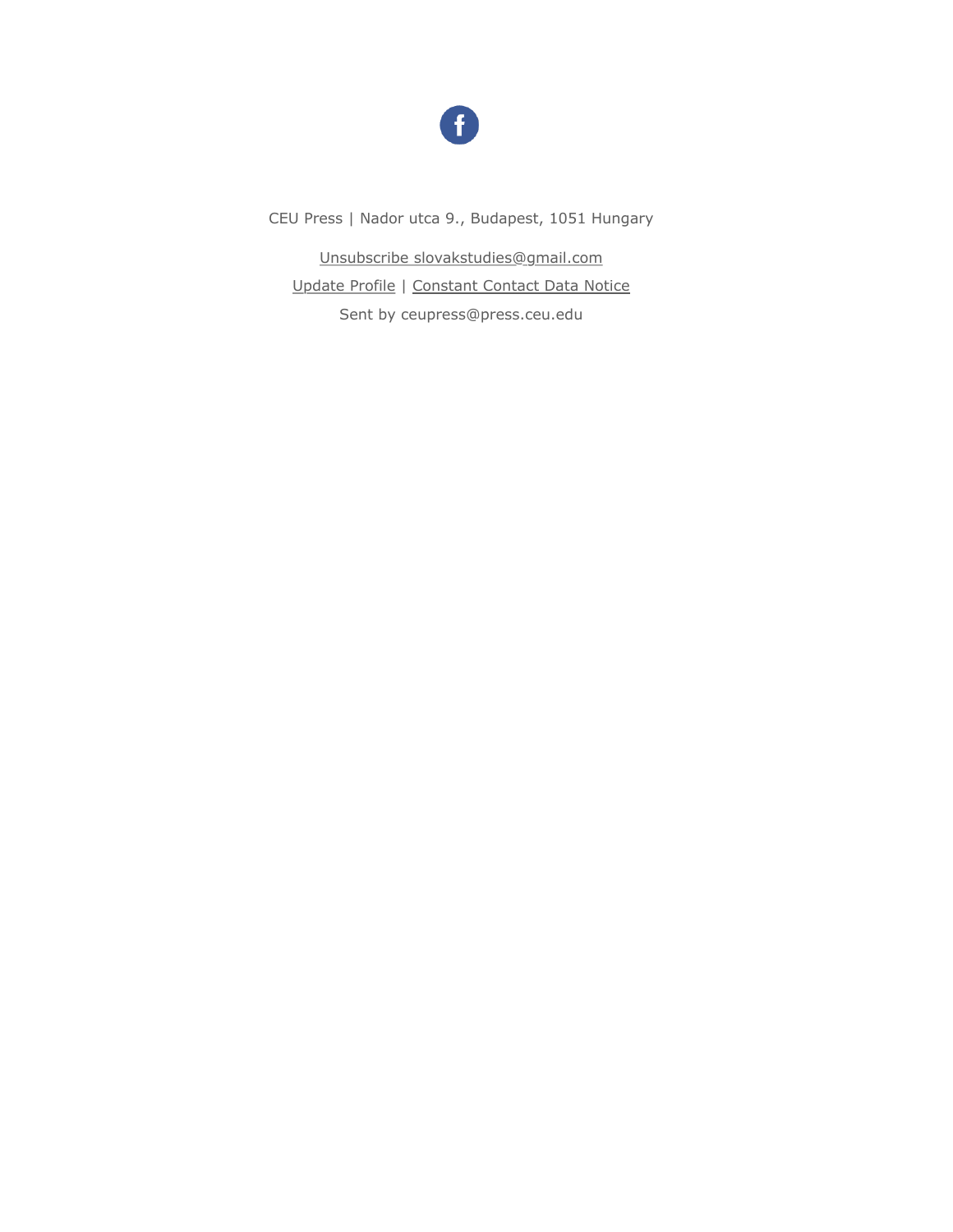CEU Press | Nador utca 9., Budapest, 1051 Hungary

Unsubscribe slovakstudies@gmail.com

Update Profile | Constant Contact Data Notice

Sent by ceupress@press.ceu.edu